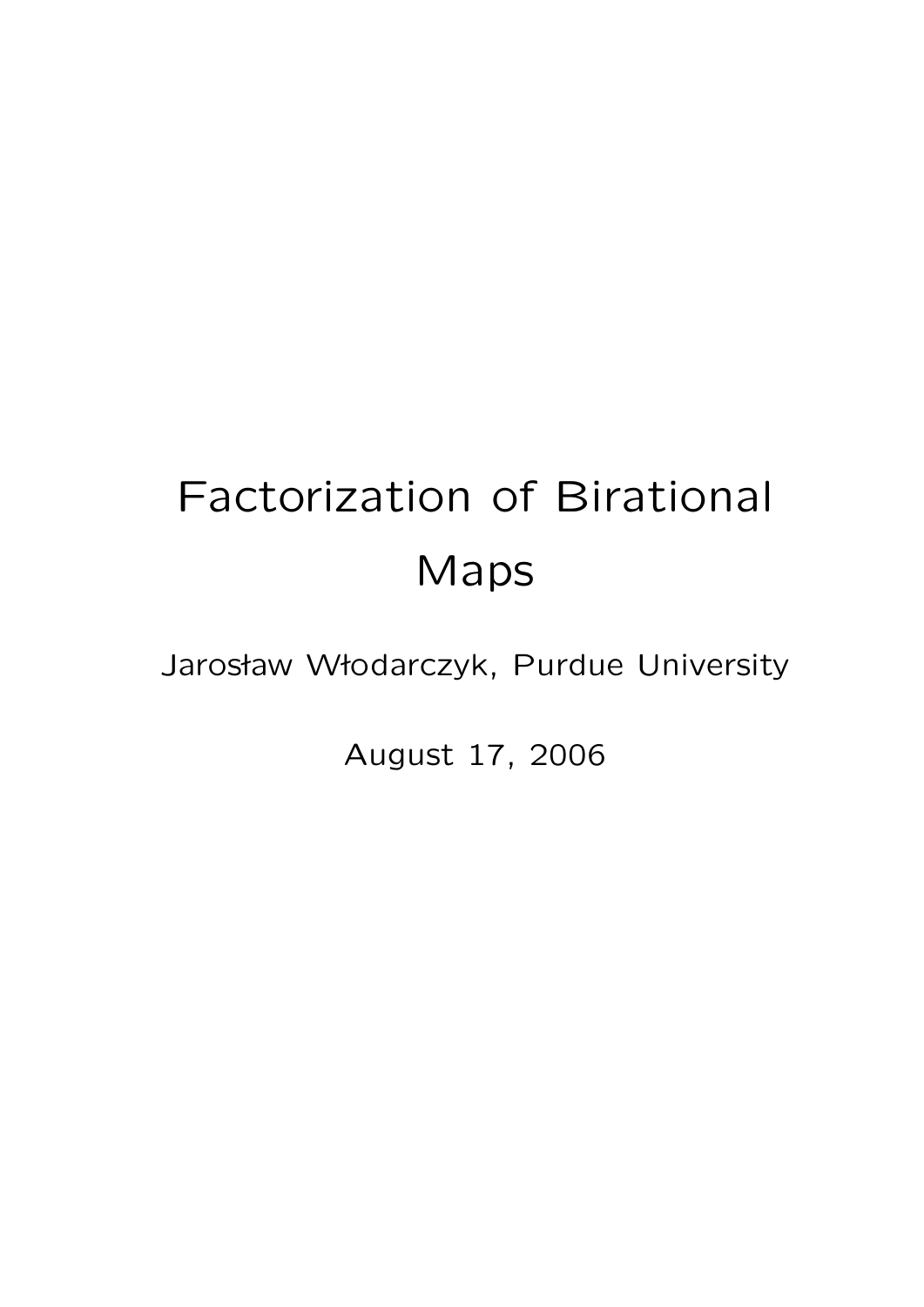# Factorization of Birational Maps

Jarosław Włodarczyk, Purdue University

August 17, 2006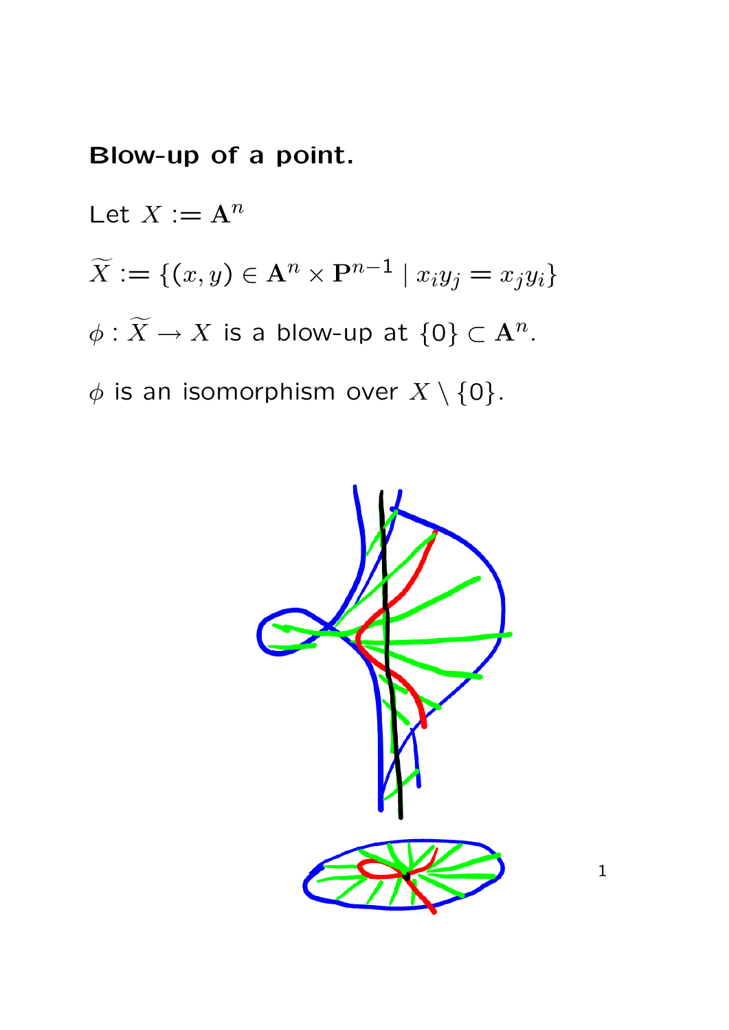**Blow-up of a point.**

Let $X := \mathbf{A}^n$

$\widetilde{X} := \{(x, y) \in \mathbf{A}^n \times \mathbf{P}^{n-1} \mid x_i y_j = x_j y_i\}$

$\phi : \widetilde{X} \to X$ is a blow-up at $\{0\} \subset \mathbf{A}^n$.

$\phi$ is an isomorphism over $X \setminus \{0\}$.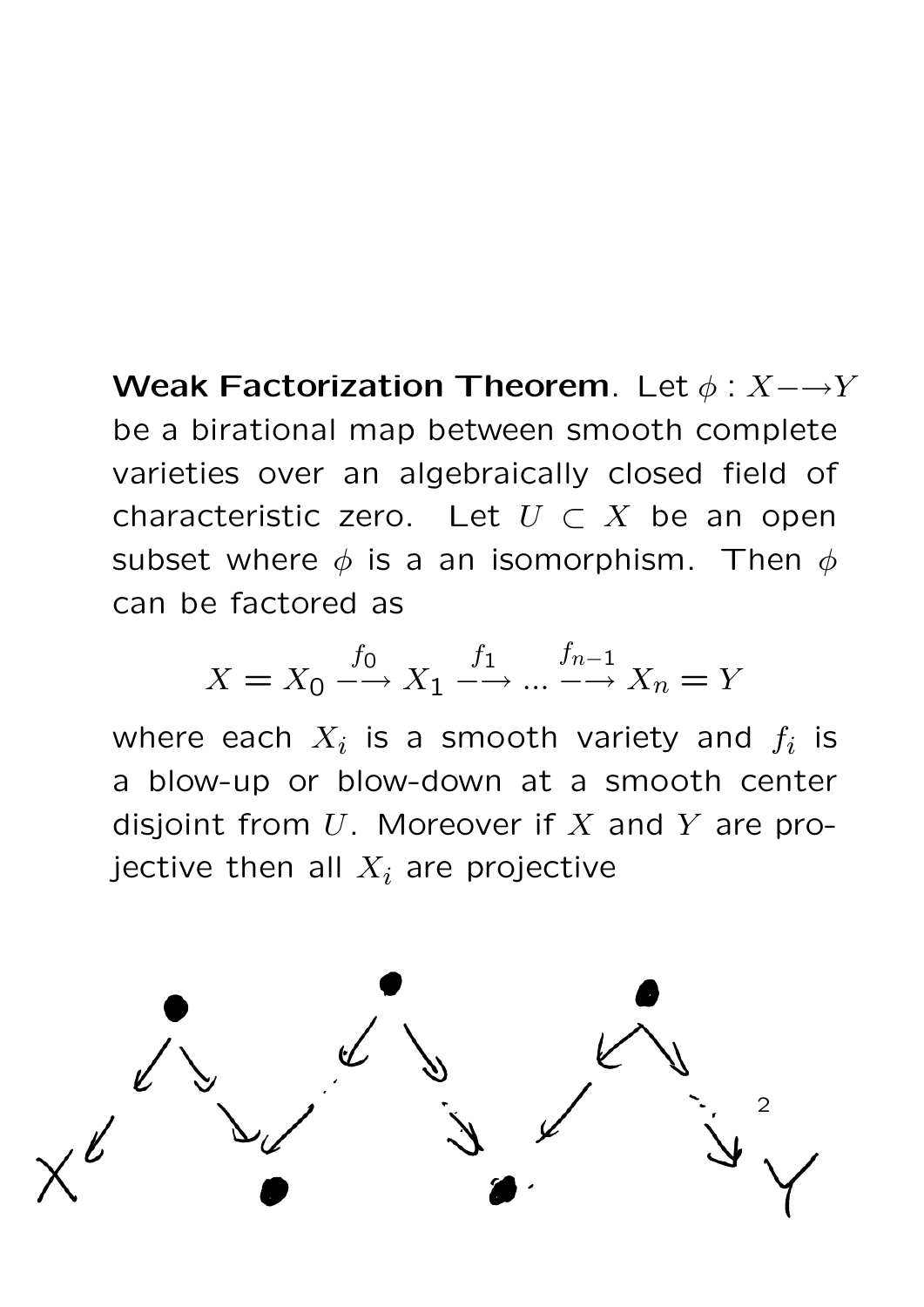**Weak Factorization Theorem**. Let $\phi : X \dashrightarrow Y$ be a birational map between smooth complete varieties over an algebraically closed field of characteristic zero. Let $U \subset X$ be an open subset where $\phi$ is a an isomorphism. Then $\phi$ can be factored as

$$X = X_0 \overset{f_0}{\dashrightarrow} X_1 \overset{f_1}{\dashrightarrow} \ldots \overset{f_{n-1}}{\dashrightarrow} X_n = Y$$

where each $X_i$ is a smooth variety and $f_i$ is a blow-up or blow-down at a smooth center disjoint from $U$. Moreover if $X$ and $Y$ are projective then all $X_i$ are projective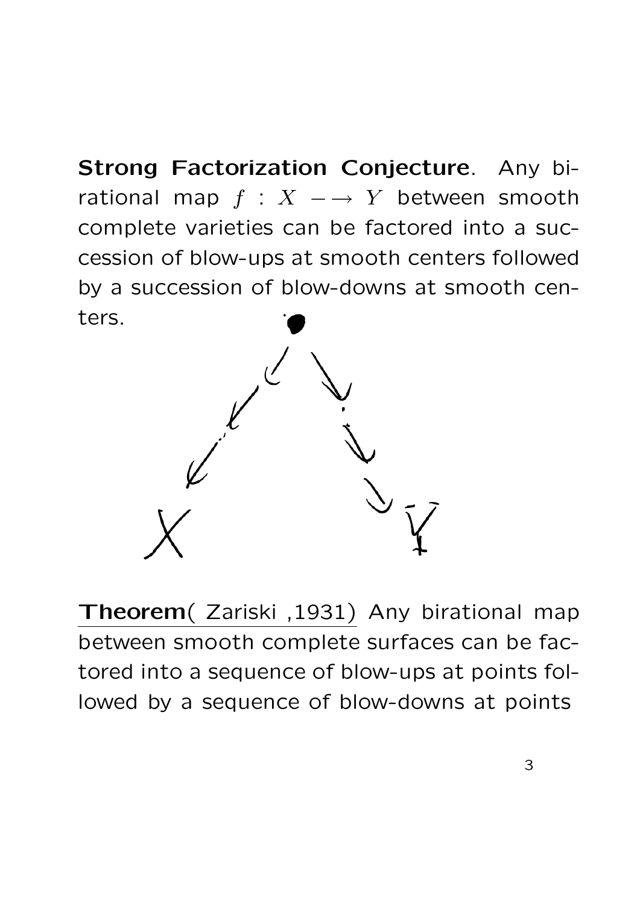**Strong Factorization Conjecture**. Any birational map $f : X \dashrightarrow Y$ between smooth complete varieties can be factored into a succession of blow-ups at smooth centers followed by a succession of blow-downs at smooth centers.

<u>**Theorem**( Zariski ,1931)</u> Any birational map between smooth complete surfaces can be factored into a sequence of blow-ups at points followed by a sequence of blow-downs at points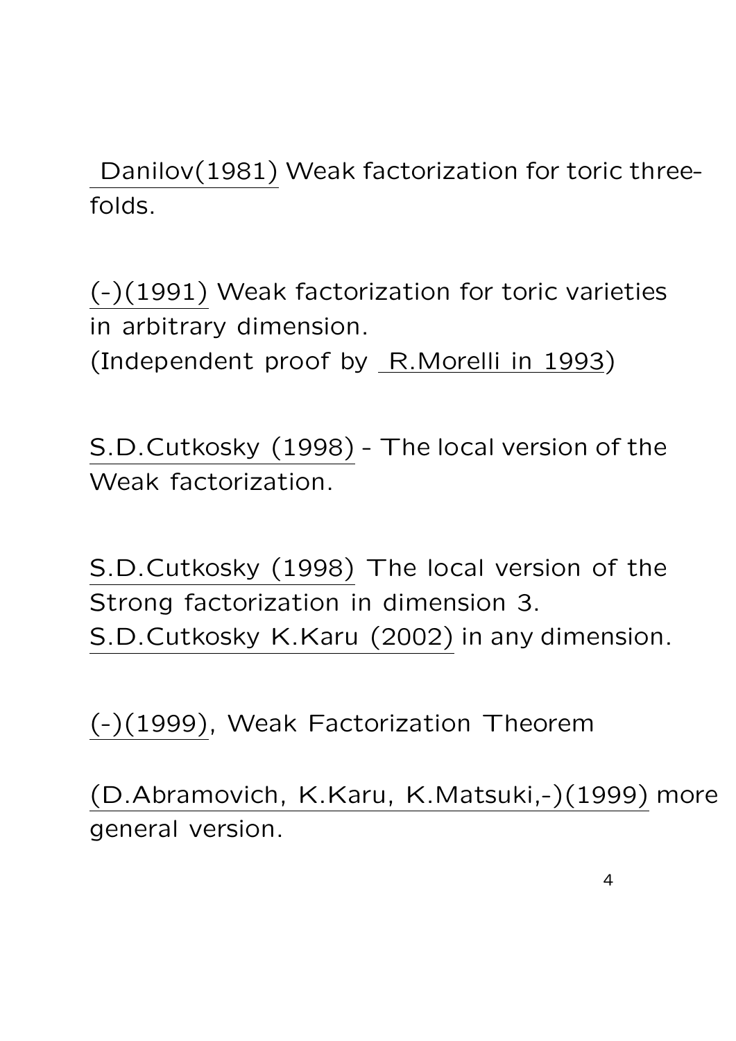Danilov(1981) Weak factorization for toric threefolds.

(-)(1991) Weak factorization for toric varieties in arbitrary dimension.
(Independent proof by R.Morelli in 1993)

S.D.Cutkosky (1998) - The local version of the Weak factorization.

S.D.Cutkosky (1998) The local version of the Strong factorization in dimension 3.
S.D.Cutkosky K.Karu (2002) in any dimension.

(-)(1999), Weak Factorization Theorem

(D.Abramovich, K.Karu, K.Matsuki,-)(1999) more general version.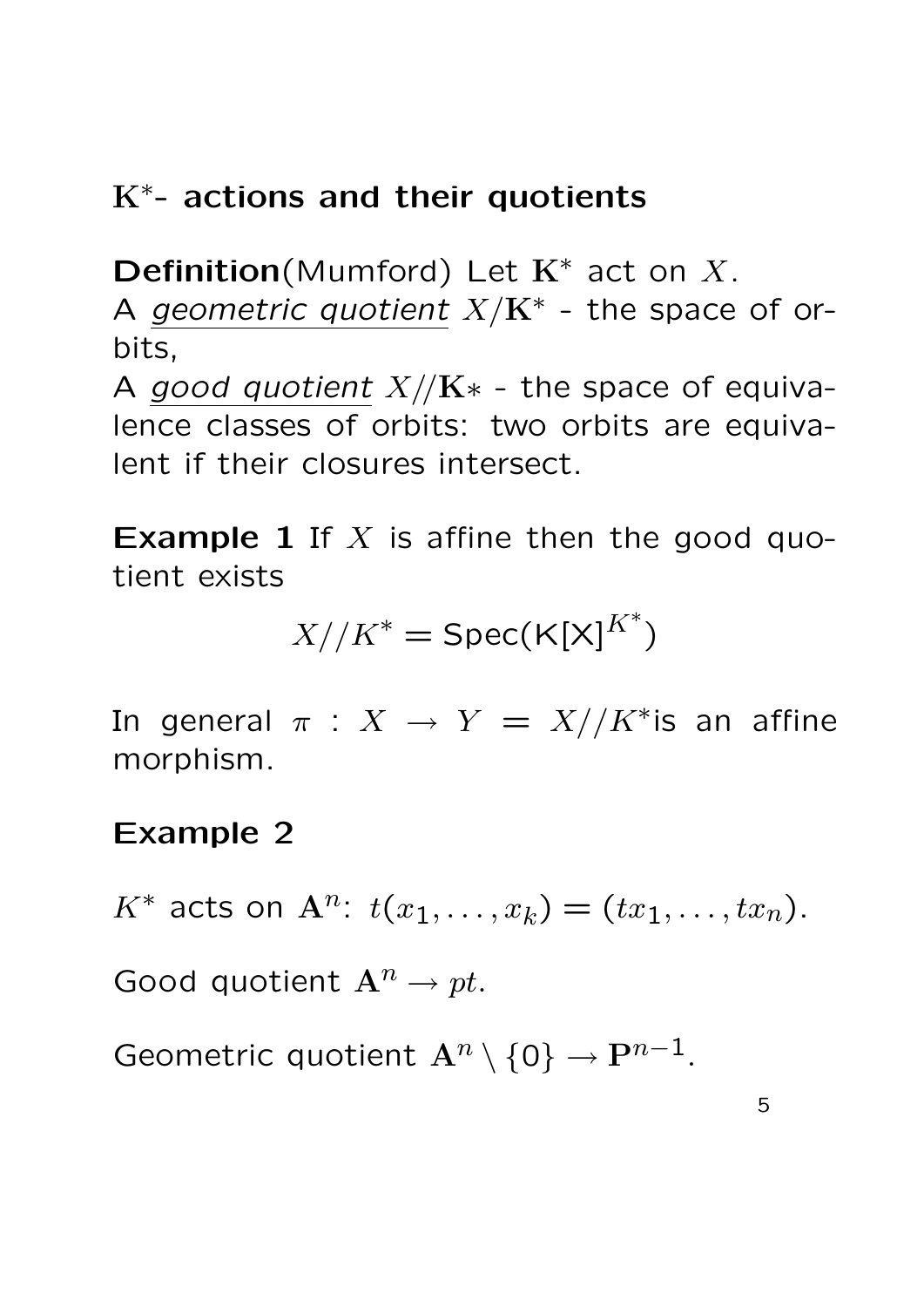## $\mathbf{K}^*$- actions and their quotients

**Definition**(Mumford) Let $\mathbf{K}^*$ act on $X$.
A <u>*geometric quotient*</u> $X/\mathbf{K}^*$ - the space of orbits,
A <u>*good quotient*</u> $X//\mathbf{K}*$ - the space of equivalence classes of orbits: two orbits are equivalent if their closures intersect.

**Example 1** If $X$ is affine then the good quotient exists

$$X//K^* = \mathsf{Spec}(\mathsf{K[X]}^{K^*})$$

In general $\pi : X \to Y = X//K^*$is an affine morphism.

**Example 2**

$K^*$ acts on $\mathbf{A}^n$: $t(x_1, \ldots, x_k) = (tx_1, \ldots, tx_n)$.

Good quotient $\mathbf{A}^n \to pt$.

Geometric quotient $\mathbf{A}^n \setminus \{0\} \to \mathbf{P}^{n-1}$.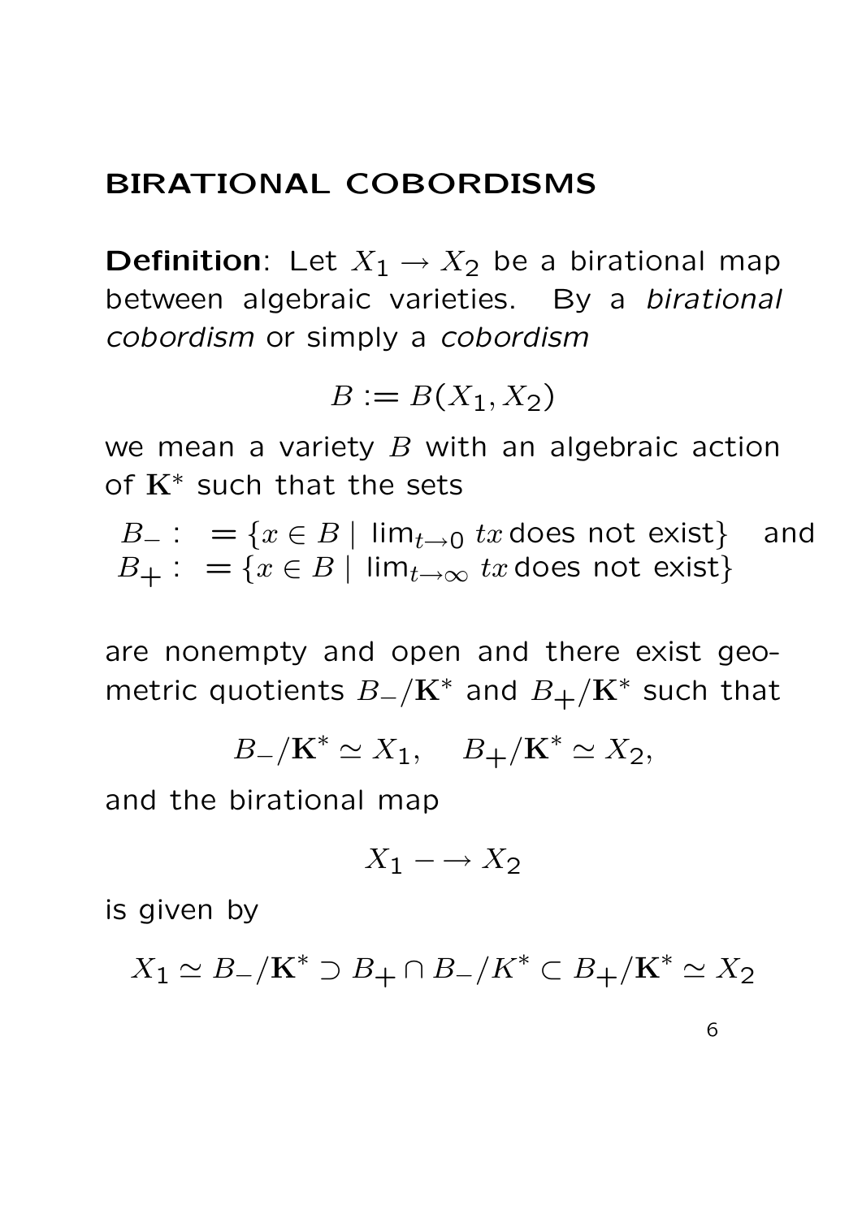# BIRATIONAL COBORDISMS

**Definition**: Let $X_1 \to X_2$ be a birational map between algebraic varieties. By a *birational cobordism* or simply a *cobordism*

$$B := B(X_1, X_2)$$

we mean a variety $B$ with an algebraic action of $\mathbf{K}^*$ such that the sets

$$B_- : \ = \{x \in B \mid \lim_{t \to 0} tx \,\text{does not exist}\} \quad \text{and}$$
$$B_+ : \ = \{x \in B \mid \lim_{t \to \infty} tx \,\text{does not exist}\}$$

are nonempty and open and there exist geometric quotients $B_-/\mathbf{K}^*$ and $B_+/\mathbf{K}^*$ such that

$$B_-/\mathbf{K}^* \simeq X_1, \quad B_+/\mathbf{K}^* \simeq X_2,$$

and the birational map

$$X_1 - \to X_2$$

is given by

$$X_1 \simeq B_-/\mathbf{K}^* \supset B_+ \cap B_-/K^* \subset B_+/\mathbf{K}^* \simeq X_2$$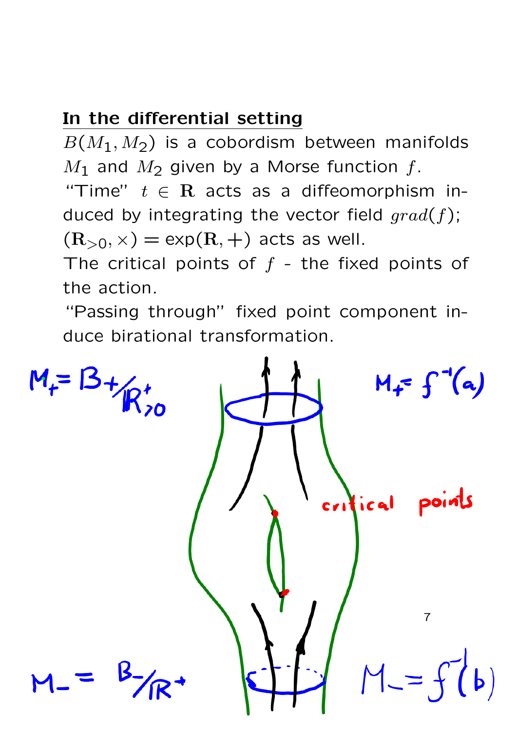**In the differential setting**

$B(M_1, M_2)$ is a cobordism between manifolds $M_1$ and $M_2$ given by a Morse function $f$.

"Time" $t \in \mathbf{R}$ acts as a diffeomorphism induced by integrating the vector field $grad(f)$; $(\mathbf{R}_{>0}, \times) = \exp(\mathbf{R}, +)$ acts as well.

The critical points of $f$ - the fixed points of the action.

"Passing through" fixed point component induce birational transformation.

$M_+ = B_+ / \mathbb{R}^+_{>0}$ $\quad$ $M_+ = f^{-1}(a)$

critical points

$M_- = B_- / \mathbb{R}^+$ $\quad$ $M_- = f^{-1}(b)$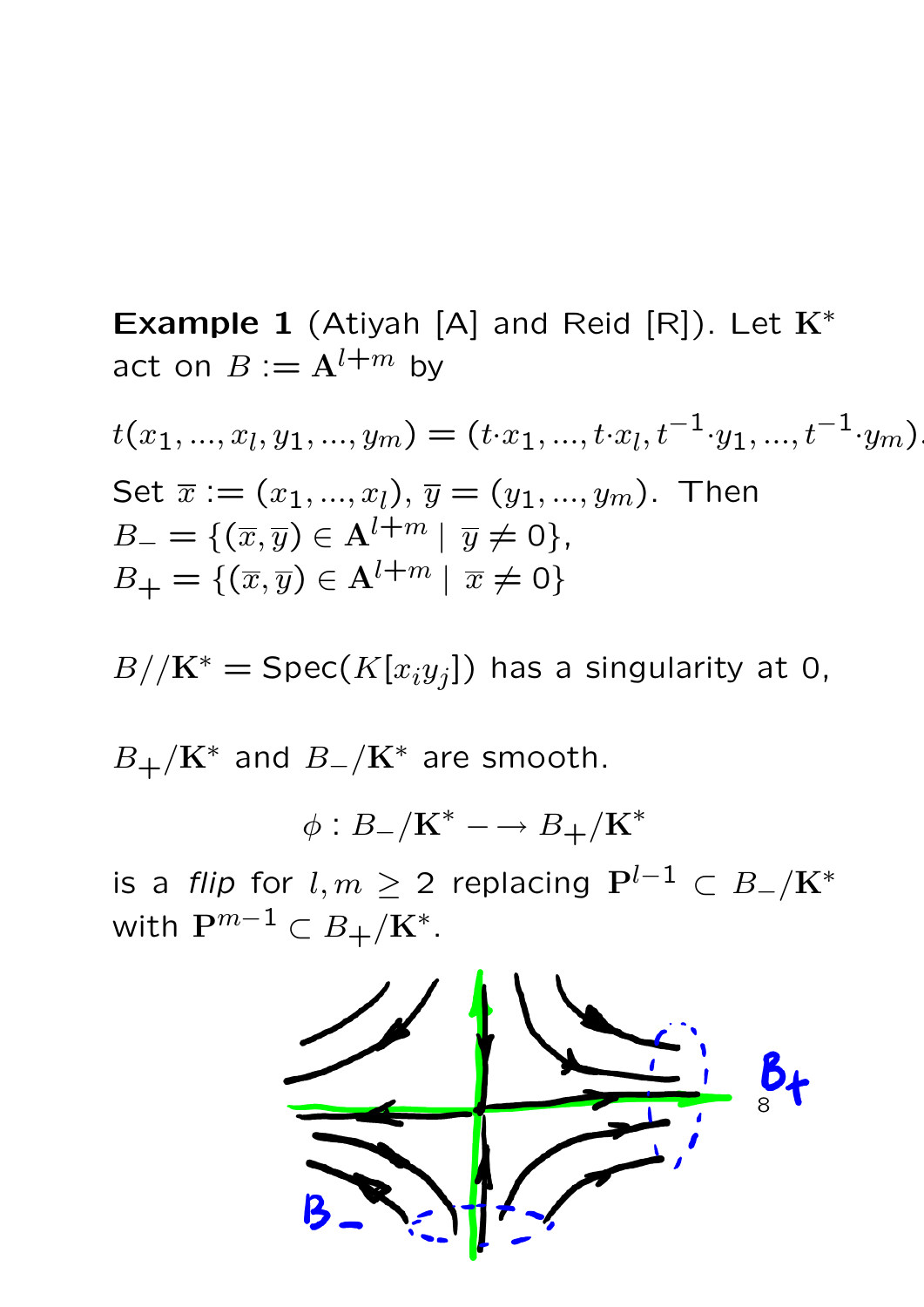**Example 1** (Atiyah [A] and Reid [R]). Let $\mathbf{K}^*$ act on $B := \mathbf{A}^{l+m}$ by

$$t(x_1,...,x_l,y_1,...,y_m) = (t\cdot x_1,...,t\cdot x_l,t^{-1}\cdot y_1,...,t^{-1}\cdot y_m).$$

Set $\overline{x} := (x_1,...,x_l)$, $\overline{y} = (y_1,...,y_m)$. Then
$B_- = \{(\overline{x},\overline{y}) \in \mathbf{A}^{l+m} \mid \overline{y} \neq 0\}$,
$B_+ = \{(\overline{x},\overline{y}) \in \mathbf{A}^{l+m} \mid \overline{x} \neq 0\}$

$B//\mathbf{K}^* = \mathrm{Spec}(K[x_iy_j])$ has a singularity at 0,

$B_+/\mathbf{K}^*$ and $B_-/\mathbf{K}^*$ are smooth.

$$\phi : B_-/\mathbf{K}^* - \to B_+/\mathbf{K}^*$$

is a *flip* for $l, m \geq 2$ replacing $\mathbf{P}^{l-1} \subset B_-/\mathbf{K}^*$ with $\mathbf{P}^{m-1} \subset B_+/\mathbf{K}^*$.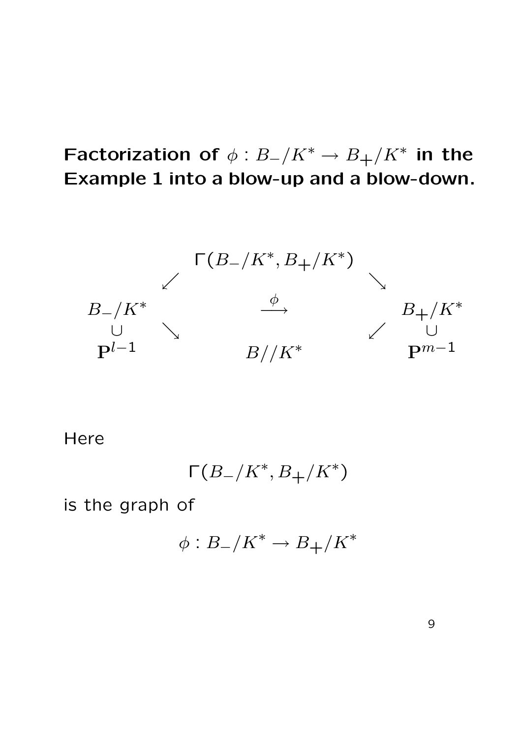**Factorization of $\phi : B_-/K^* \to B_+/K^*$ in the Example 1 into a blow-up and a blow-down.**

$$
\begin{array}{ccccc}
 & & \Gamma(B_-/K^*, B_+/K^*) & & \\
 & \swarrow & & \searrow & \\
B_-/K^* & & \xrightarrow{\phi} & & B_+/K^* \\
\cup & \searrow & & \swarrow & \cup \\
\mathbf{P}^{l-1} & & B//K^* & & \mathbf{P}^{m-1}
\end{array}
$$

Here

$$\Gamma(B_-/K^*, B_+/K^*)$$

is the graph of

$$\phi : B_-/K^* \to B_+/K^*$$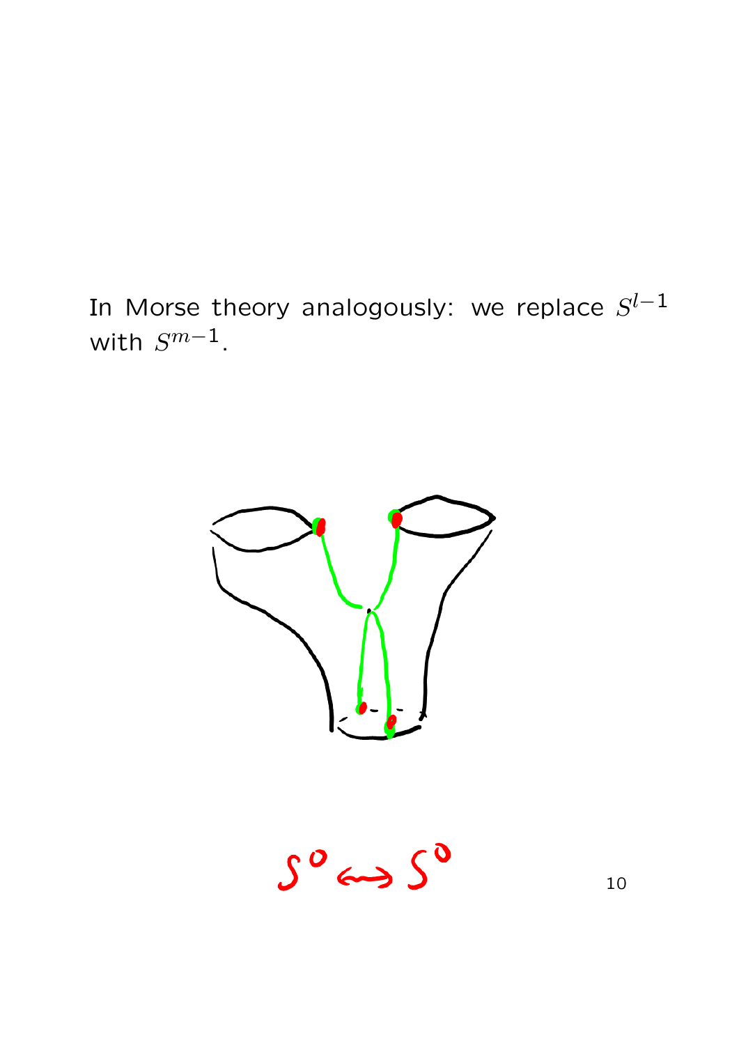In Morse theory analogously: we replace $S^{l-1}$ with $S^{m-1}$.

$S^0 \leftrightarrow S^0$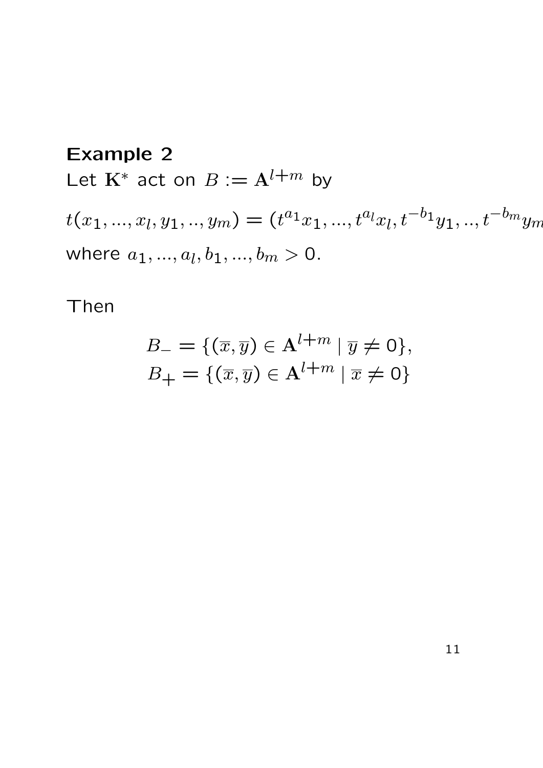**Example 2**
Let $\mathbf{K}^*$ act on $B := \mathbf{A}^{l+m}$ by

$$t(x_1, ..., x_l, y_1, .., y_m) = (t^{a_1}x_1, ..., t^{a_l}x_l, t^{-b_1}y_1, .., t^{-b_m}y_m$$

where $a_1, ..., a_l, b_1, ..., b_m > 0$.

Then

$$B_- = \{(\overline{x}, \overline{y}) \in \mathbf{A}^{l+m} \mid \overline{y} \neq 0\},$$
$$B_+ = \{(\overline{x}, \overline{y}) \in \mathbf{A}^{l+m} \mid \overline{x} \neq 0\}$$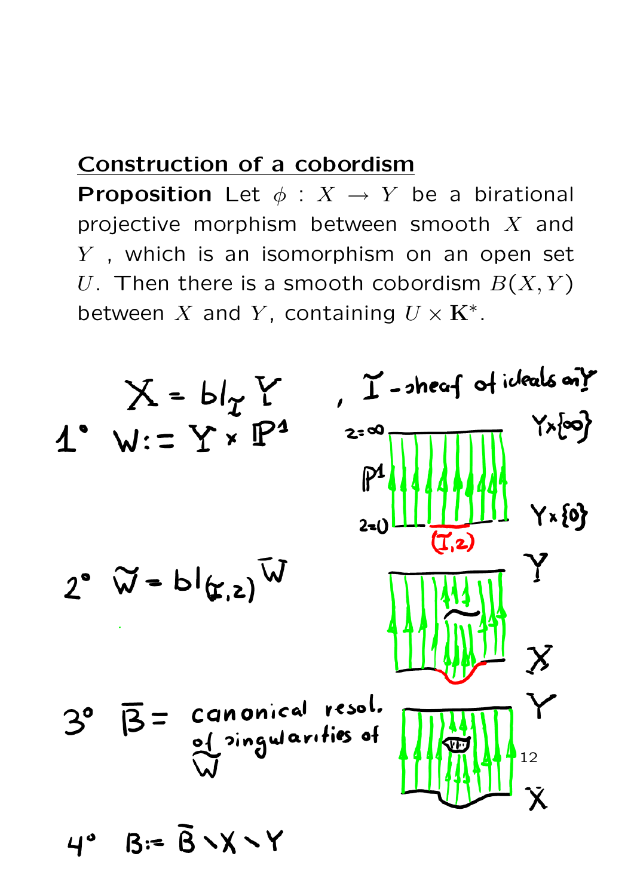## Construction of a cobordism

**Proposition** Let $\phi : X \to Y$ be a birational projective morphism between smooth $X$ and $Y$ , which is an isomorphism on an open set $U$. Then there is a smooth cobordism $B(X,Y)$ between $X$ and $Y$, containing $U \times \mathbf{K}^*$.

$X = bl_{\mathcal{I}} Y$ , $\mathcal{I}$ - sheaf of ideals on $Y$

1° $W := Y \times \mathbb{P}^1$

$z=\infty$, $Y \times \{\infty\}$, $\mathbb{P}^1$, $z=0$, $Y \times \{0\}$, $(\mathcal{I}, z)$

2° $\widetilde{W} = bl_{(\mathcal{I},z)} W$

$Y$, $X$

3° $\overline{B}$ = canonical resol. of singularities of $\widetilde{W}$

$Y$, $X$

4° $B := \overline{B} \setminus X \setminus Y$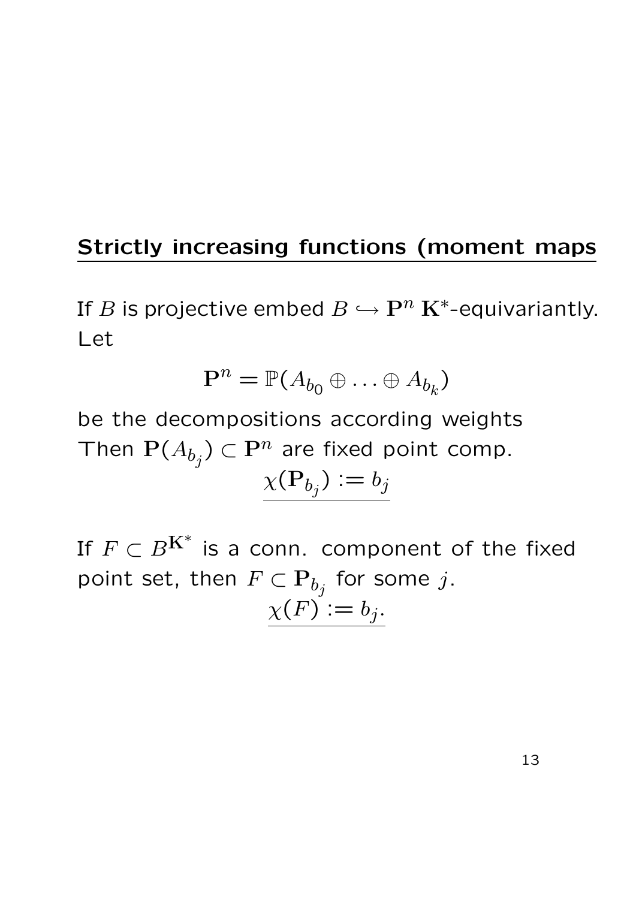## Strictly increasing functions (moment maps

If $B$ is projective embed $B \hookrightarrow \mathbf{P}^n$ $\mathbf{K}^*$-equivariantly. Let

$$\mathbf{P}^n = \mathbb{P}(A_{b_0} \oplus \ldots \oplus A_{b_k})$$

be the decompositions according weights
Then $\mathbf{P}(A_{b_j}) \subset \mathbf{P}^n$ are fixed point comp.

$$\underline{\chi(\mathbf{P}_{b_j}) := b_j}$$

If $F \subset B^{\mathbf{K}^*}$ is a conn. component of the fixed point set, then $F \subset \mathbf{P}_{b_j}$ for some $j$.

$$\underline{\chi(F) := b_j.}$$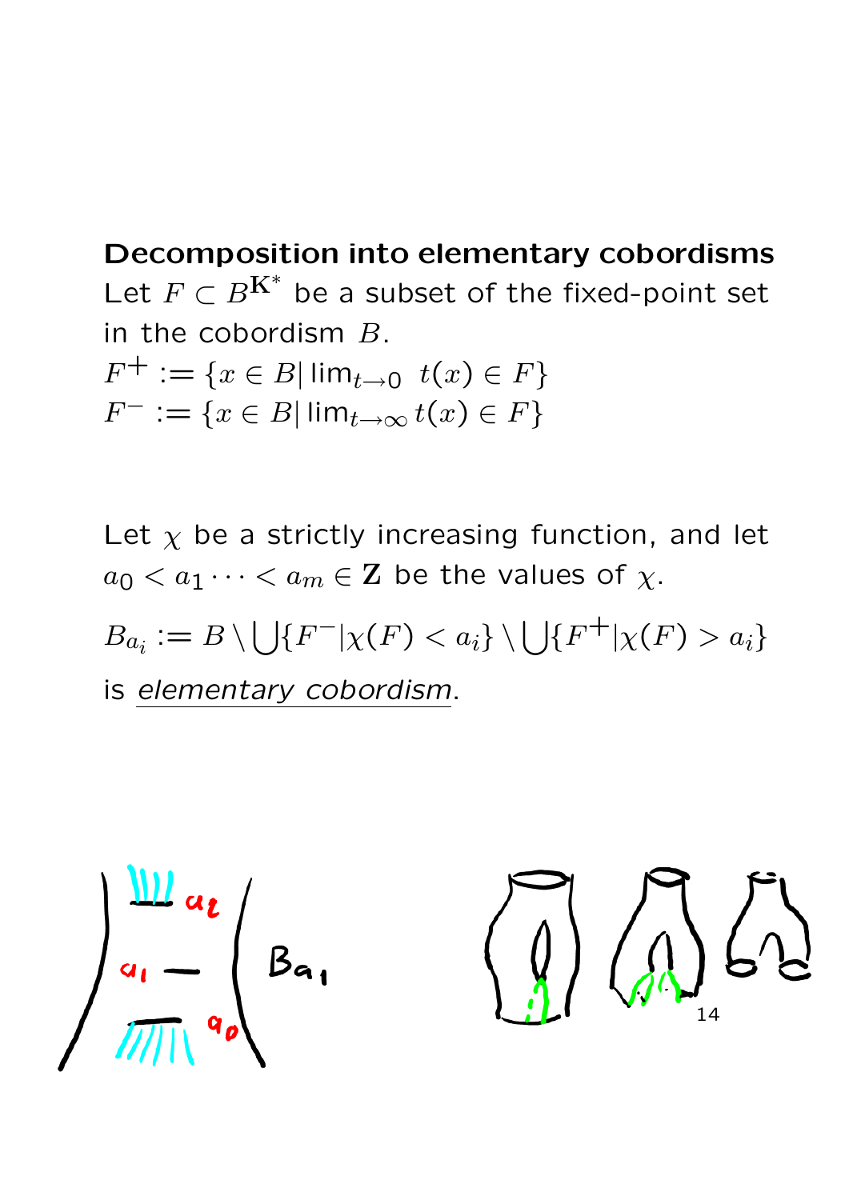**Decomposition into elementary cobordisms**

Let $F \subset B^{\mathbf{K}^*}$ be a subset of the fixed-point set in the cobordism $B$.

$F^+ := \{x \in B | \lim_{t\to 0} \ t(x) \in F\}$

$F^- := \{x \in B | \lim_{t\to \infty} t(x) \in F\}$

Let $\chi$ be a strictly increasing function, and let $a_0 < a_1 \cdots < a_m \in \mathbf{Z}$ be the values of $\chi$.

$B_{a_i} := B \setminus \bigcup \{F^- | \chi(F) < a_i\} \setminus \bigcup \{F^+ | \chi(F) > a_i\}$

is *elementary cobordism*.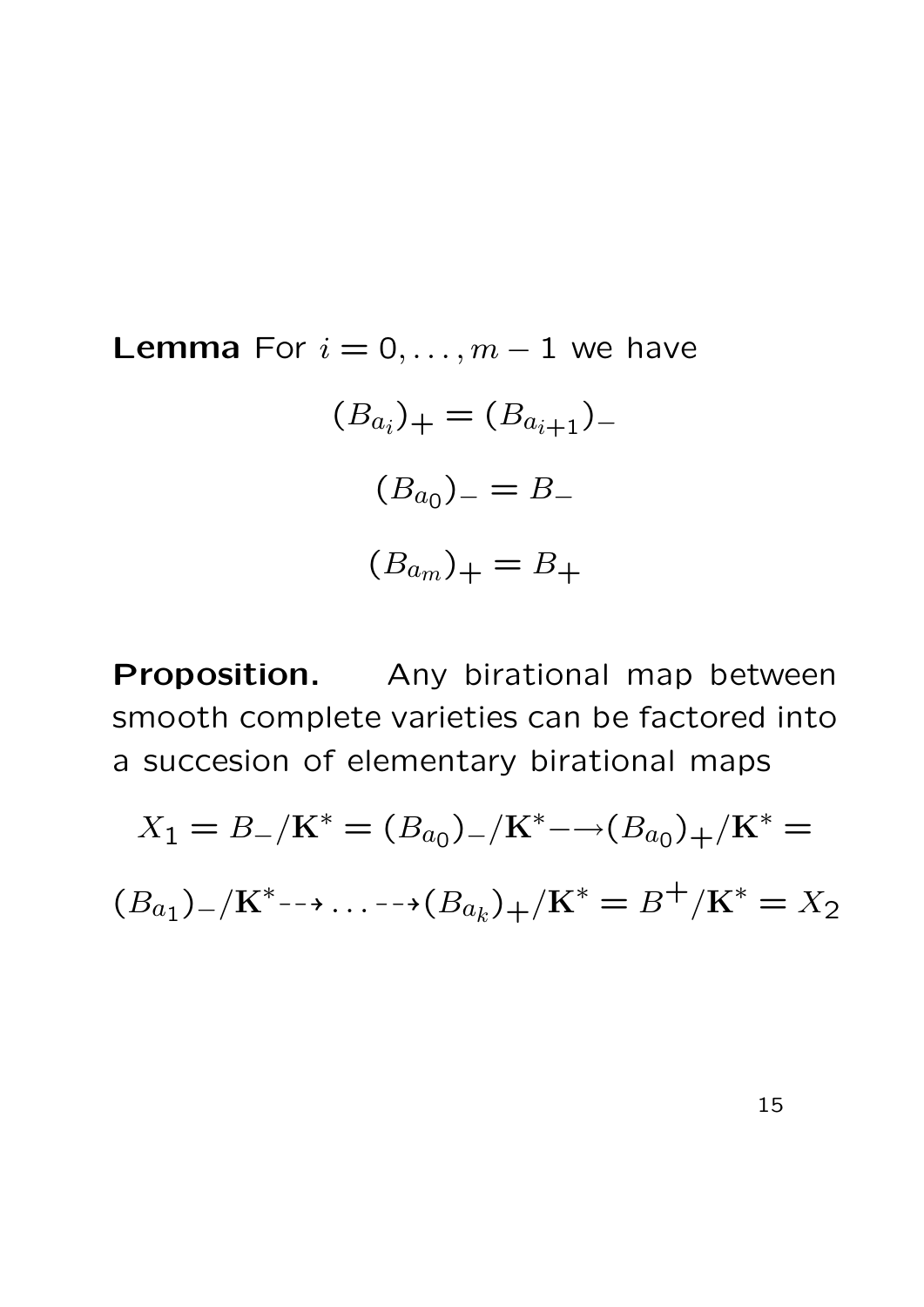**Lemma** For $i = 0, \ldots, m-1$ we have

$$(B_{a_i})_+ = (B_{a_{i+1}})_-$$

$$(B_{a_0})_- = B_-$$

$$(B_{a_m})_+ = B_+$$

**Proposition.** Any birational map between smooth complete varieties can be factored into a succesion of elementary birational maps

$$X_1 = B_-/\mathbf{K}^* = (B_{a_0})_-/\mathbf{K}^* \dashrightarrow (B_{a_0})_+/\mathbf{K}^* =$$

$$(B_{a_1})_-/\mathbf{K}^* \dashrightarrow \ldots \dashrightarrow (B_{a_k})_+/\mathbf{K}^* = B^+/\mathbf{K}^* = X_2$$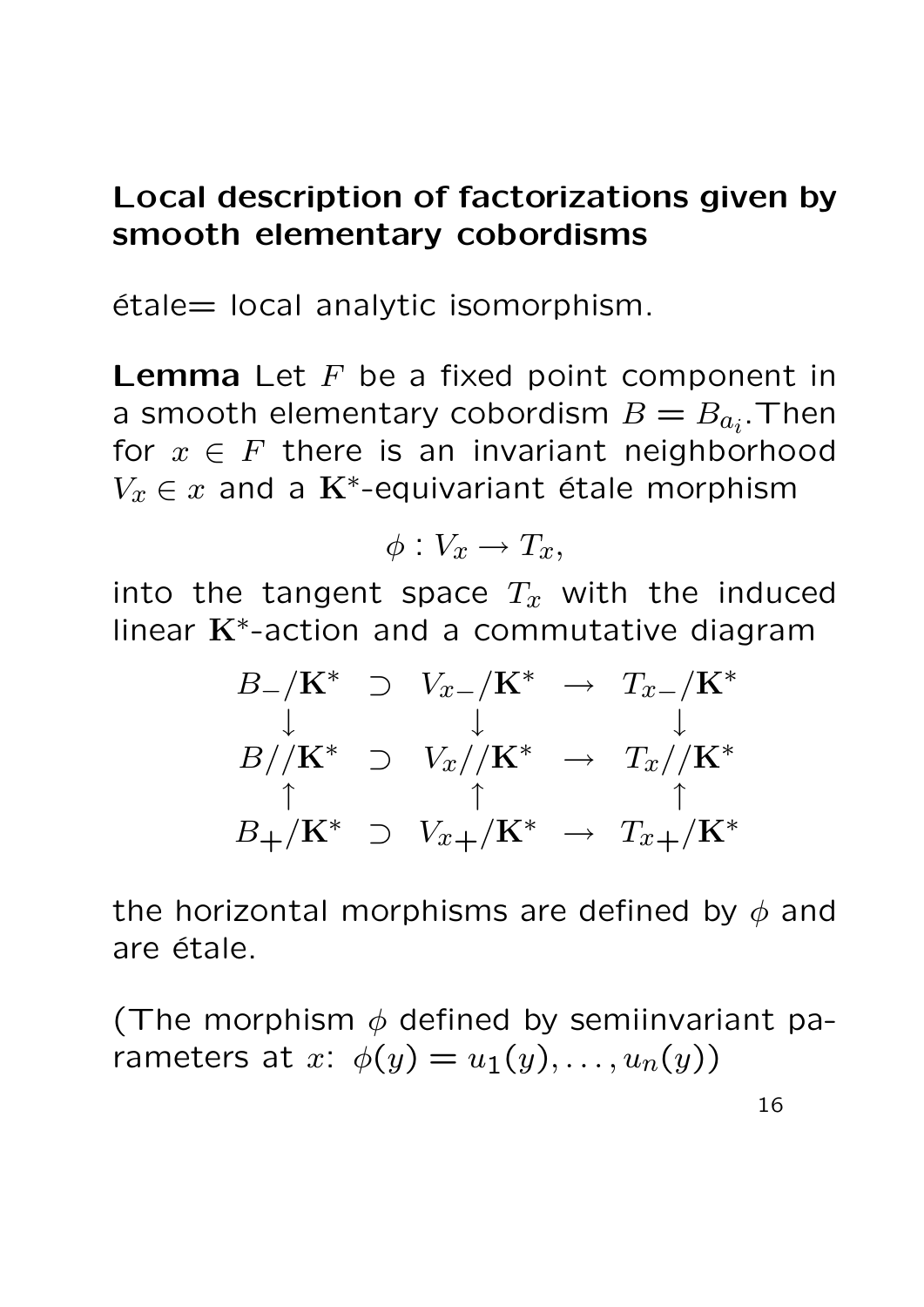## Local description of factorizations given by smooth elementary cobordisms

étale= local analytic isomorphism.

**Lemma** Let $F$ be a fixed point component in a smooth elementary cobordism $B = B_{a_i}$.Then for $x \in F$ there is an invariant neighborhood $V_x \in x$ and a $\mathbf{K}^*$-equivariant étale morphism

$$\phi : V_x \to T_x,$$

into the tangent space $T_x$ with the induced linear $\mathbf{K}^*$-action and a commutative diagram

$$\begin{array}{ccccc}
B_-/\mathbf{K}^* & \supset & V_{x-}/\mathbf{K}^* & \to & T_{x-}/\mathbf{K}^* \\
\downarrow & & \downarrow & & \downarrow \\
B//\mathbf{K}^* & \supset & V_x//\mathbf{K}^* & \to & T_x//\mathbf{K}^* \\
\uparrow & & \uparrow & & \uparrow \\
B_+/\mathbf{K}^* & \supset & V_{x+}/\mathbf{K}^* & \to & T_{x+}/\mathbf{K}^*
\end{array}$$

the horizontal morphisms are defined by $\phi$ and are étale.

(The morphism $\phi$ defined by semiinvariant parameters at $x$: $\phi(y) = u_1(y), \ldots, u_n(y))$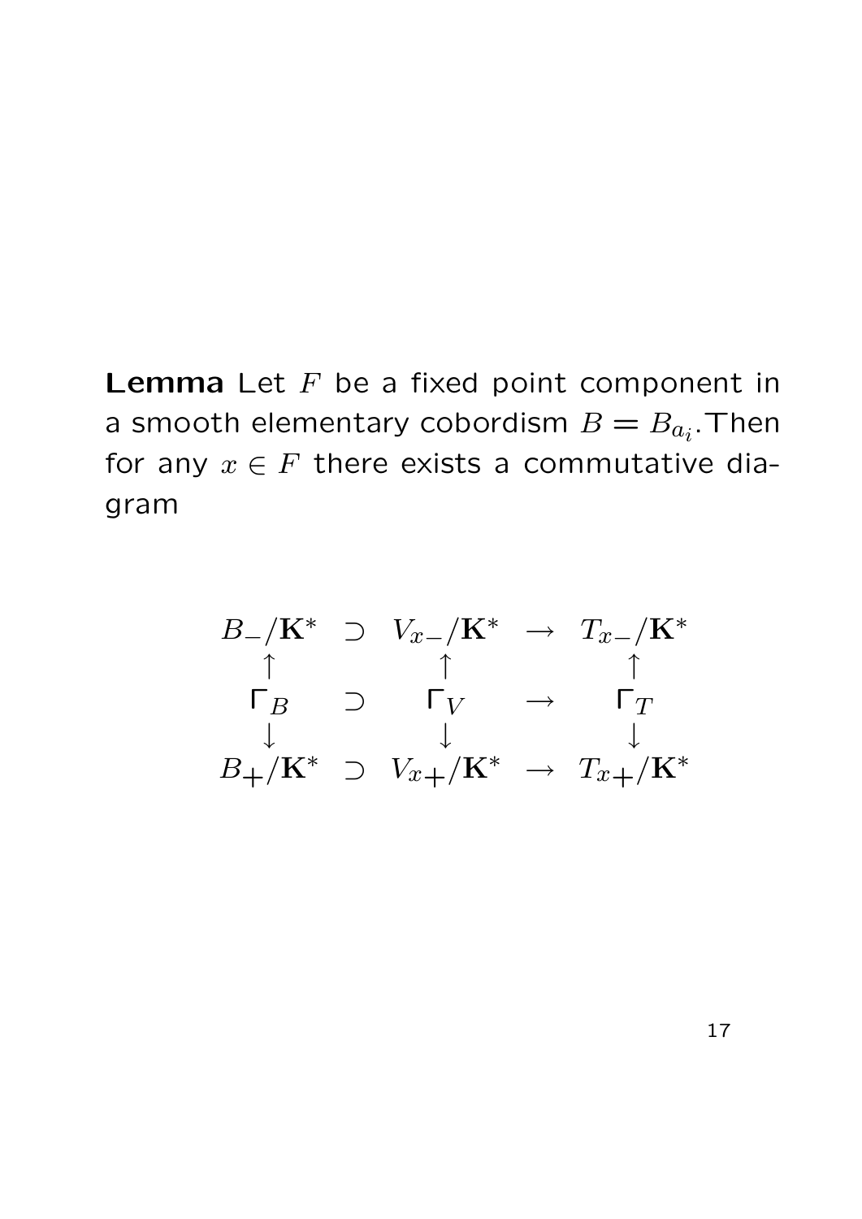**Lemma** Let $F$ be a fixed point component in a smooth elementary cobordism $B = B_{a_i}$. Then for any $x \in F$ there exists a commutative diagram

$$
\begin{array}{ccccc}
B_-/\mathbf{K}^* & \supset & V_{x-}/\mathbf{K}^* & \to & T_{x-}/\mathbf{K}^* \\
\uparrow & & \uparrow & & \uparrow \\
\Gamma_B & \supset & \Gamma_V & \to & \Gamma_T \\
\downarrow & & \downarrow & & \downarrow \\
B_+/\mathbf{K}^* & \supset & V_{x+}/\mathbf{K}^* & \to & T_{x+}/\mathbf{K}^*
\end{array}
$$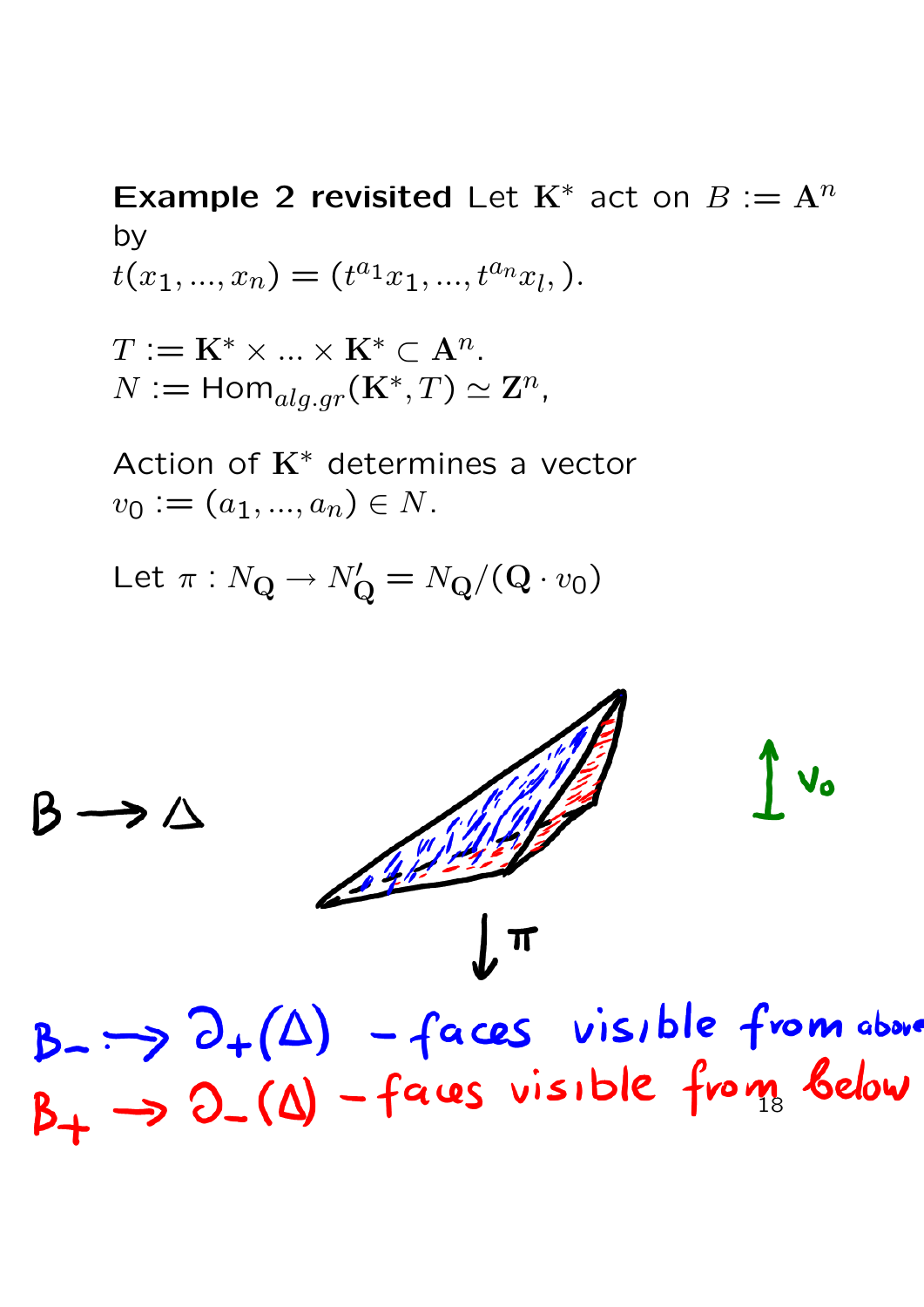**Example 2 revisited** Let $\mathbf{K}^*$ act on $B := \mathbf{A}^n$ by
$t(x_1, ..., x_n) = (t^{a_1}x_1, ..., t^{a_n}x_l, ).$

$T := \mathbf{K}^* \times ... \times \mathbf{K}^* \subset \mathbf{A}^n.$
$N := \mathrm{Hom}_{alg.gr}(\mathbf{K}^*, T) \simeq \mathbf{Z}^n,$

Action of $\mathbf{K}^*$ determines a vector $v_0 := (a_1, ..., a_n) \in N.$

Let $\pi : N_{\mathbf{Q}} \to N'_{\mathbf{Q}} = N_{\mathbf{Q}}/(\mathbf{Q} \cdot v_0)$

$B \to \Delta$

$v_0$

$\pi$

$B_- \to \partial_+(\Delta)$ - faces visible from above

$B_+ \to \partial_-(\Delta)$ - faces visible from below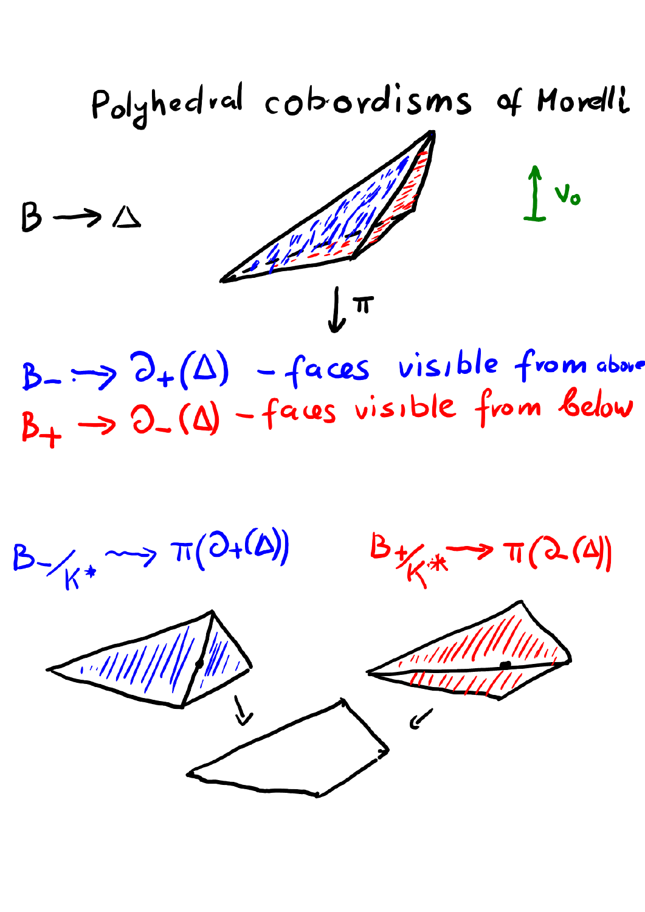# Polyhedral cobordisms of Morelli

$B \to \Delta$

$\downarrow \pi$

$v_0$

$B_- \to \partial_+(\Delta)$ – faces visible from above

$B_+ \to \partial_-(\Delta)$ – faces visible from below

$B_-/K^* \rightsquigarrow \pi(\partial_+(\Delta))$

$B_+/K^* \to \pi(\partial_-(\Delta))$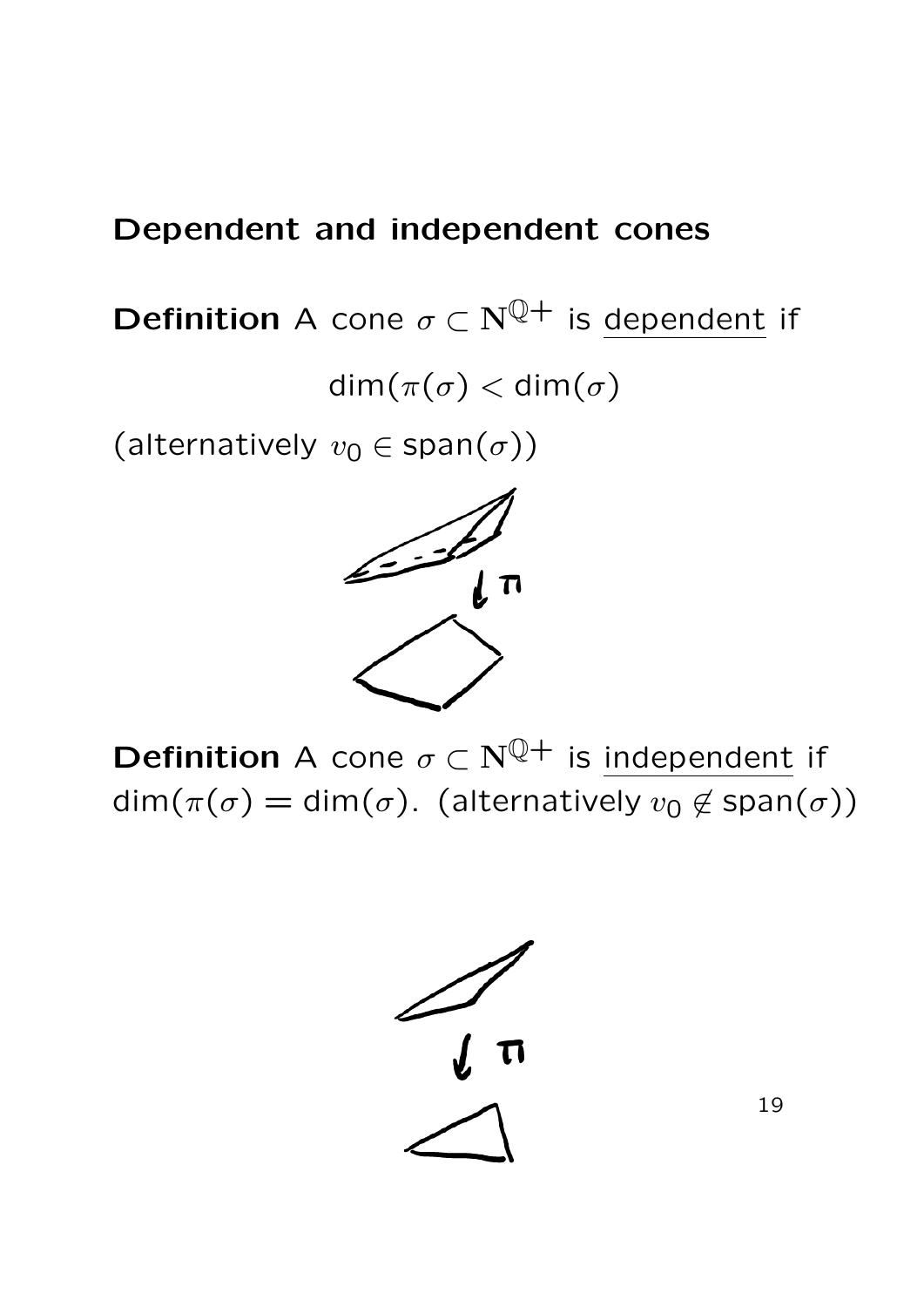## Dependent and independent cones

**Definition** A cone $\sigma \subset \mathrm{N}^{\mathbb{Q}+}$ is <u>dependent</u> if

$$\dim(\pi(\sigma) < \dim(\sigma)$$

(alternatively $v_0 \in \operatorname{span}(\sigma)$)

**Definition** A cone $\sigma \subset \mathrm{N}^{\mathbb{Q}+}$ is <u>independent</u> if $\dim(\pi(\sigma) = \dim(\sigma)$. (alternatively $v_0 \notin \operatorname{span}(\sigma)$)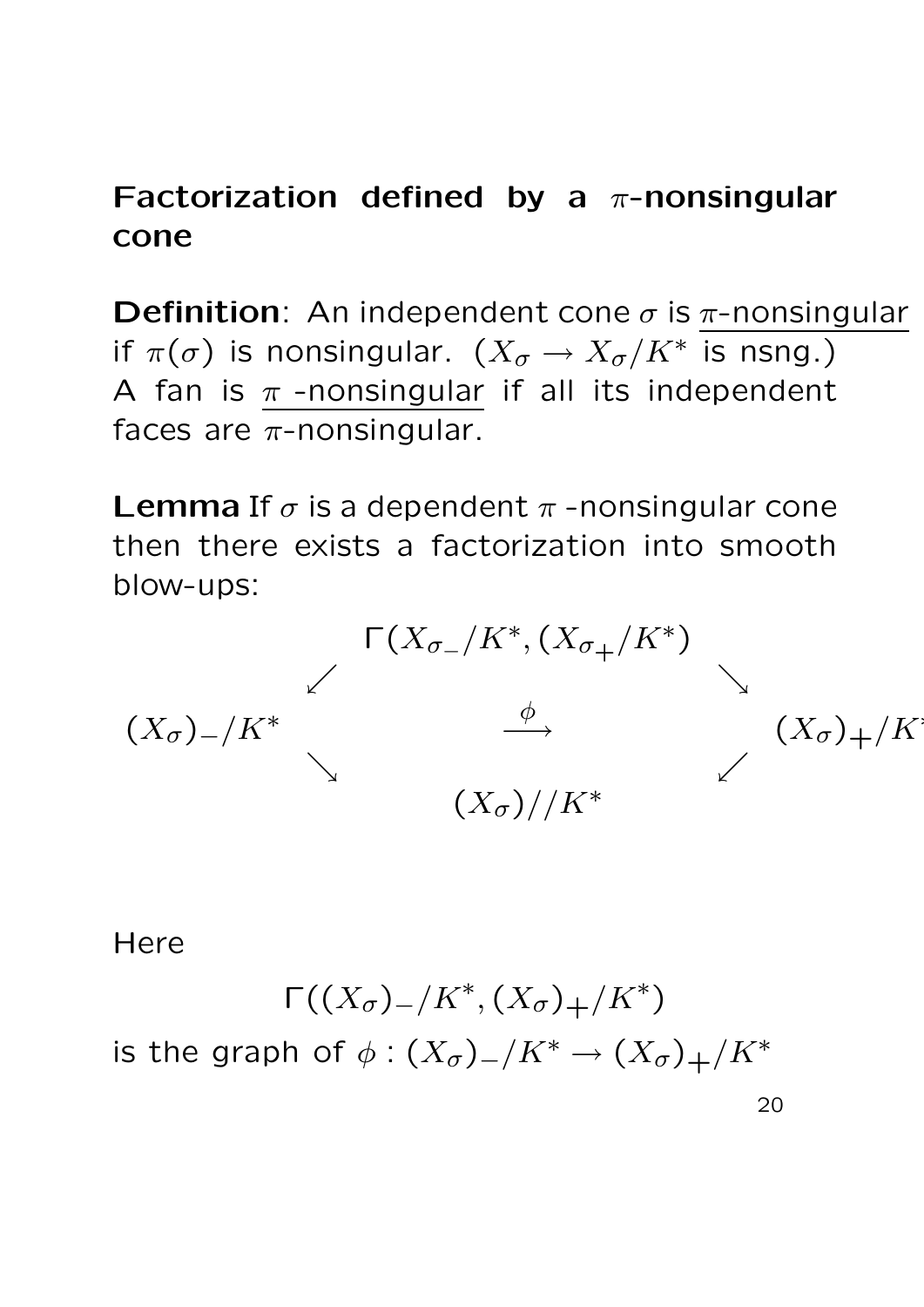## Factorization defined by a $\pi$-nonsingular cone

**Definition**: An independent cone $\sigma$ is <u>$\pi$-nonsingular</u> if $\pi(\sigma)$ is nonsingular. ($X_\sigma \to X_\sigma/K^*$ is nsng.) A fan is <u>$\pi$ -nonsingular</u> if all its independent faces are $\pi$-nonsingular.

**Lemma** If $\sigma$ is a dependent $\pi$ -nonsingular cone then there exists a factorization into smooth blow-ups:

$$
\begin{array}{ccccc}
 & & \Gamma(X_{\sigma_-}/K^*, (X_{\sigma_+}/K^*) & & \\
 & \swarrow & & \searrow & \\
(X_\sigma)_-/K^* & & \stackrel{\phi}{\longrightarrow} & & (X_\sigma)_+/K^* \\
 & \searrow & & \swarrow & \\
 & & (X_\sigma)//K^* & &
\end{array}
$$

Here

$$\Gamma((X_\sigma)_-/K^*, (X_\sigma)_+/K^*)$$

is the graph of $\phi : (X_\sigma)_-/K^* \to (X_\sigma)_+/K^*$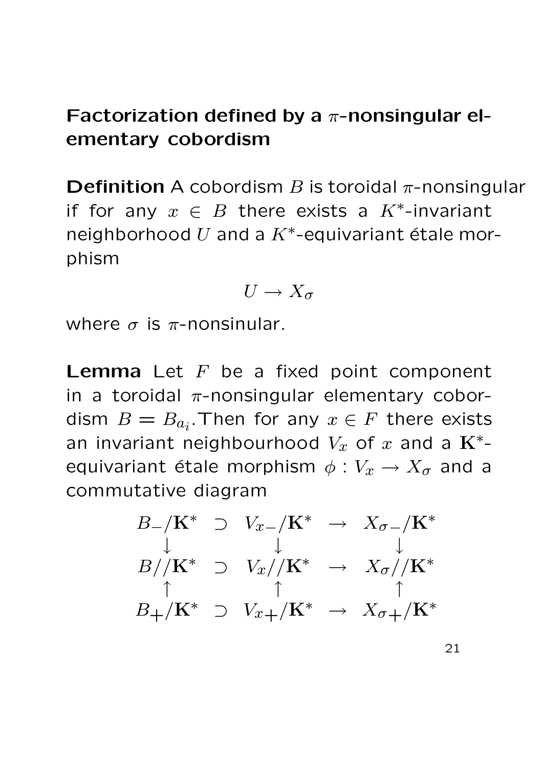## Factorization defined by a $\pi$-nonsingular elementary cobordism

**Definition** A cobordism $B$ is toroidal $\pi$-nonsingular if for any $x \in B$ there exists a $K^*$-invariant neighborhood $U$ and a $K^*$-equivariant étale morphism

$$U \to X_\sigma$$

where $\sigma$ is $\pi$-nonsinular.

**Lemma** Let $F$ be a fixed point component in a toroidal $\pi$-nonsingular elementary cobordism $B = B_{a_i}$.Then for any $x \in F$ there exists an invariant neighbourhood $V_x$ of $x$ and a $\mathbf{K}^*$-equivariant étale morphism $\phi : V_x \to X_\sigma$ and a commutative diagram

$$\begin{array}{ccccc}
B_-/\mathbf{K}^* & \supset & V_{x-}/\mathbf{K}^* & \to & X_{\sigma-}/\mathbf{K}^* \\
\downarrow & & \downarrow & & \downarrow \\
B//\mathbf{K}^* & \supset & V_x//\mathbf{K}^* & \to & X_\sigma//\mathbf{K}^* \\
\uparrow & & \uparrow & & \uparrow \\
B_+/\mathbf{K}^* & \supset & V_{x+}/\mathbf{K}^* & \to & X_{\sigma+}/\mathbf{K}^*
\end{array}$$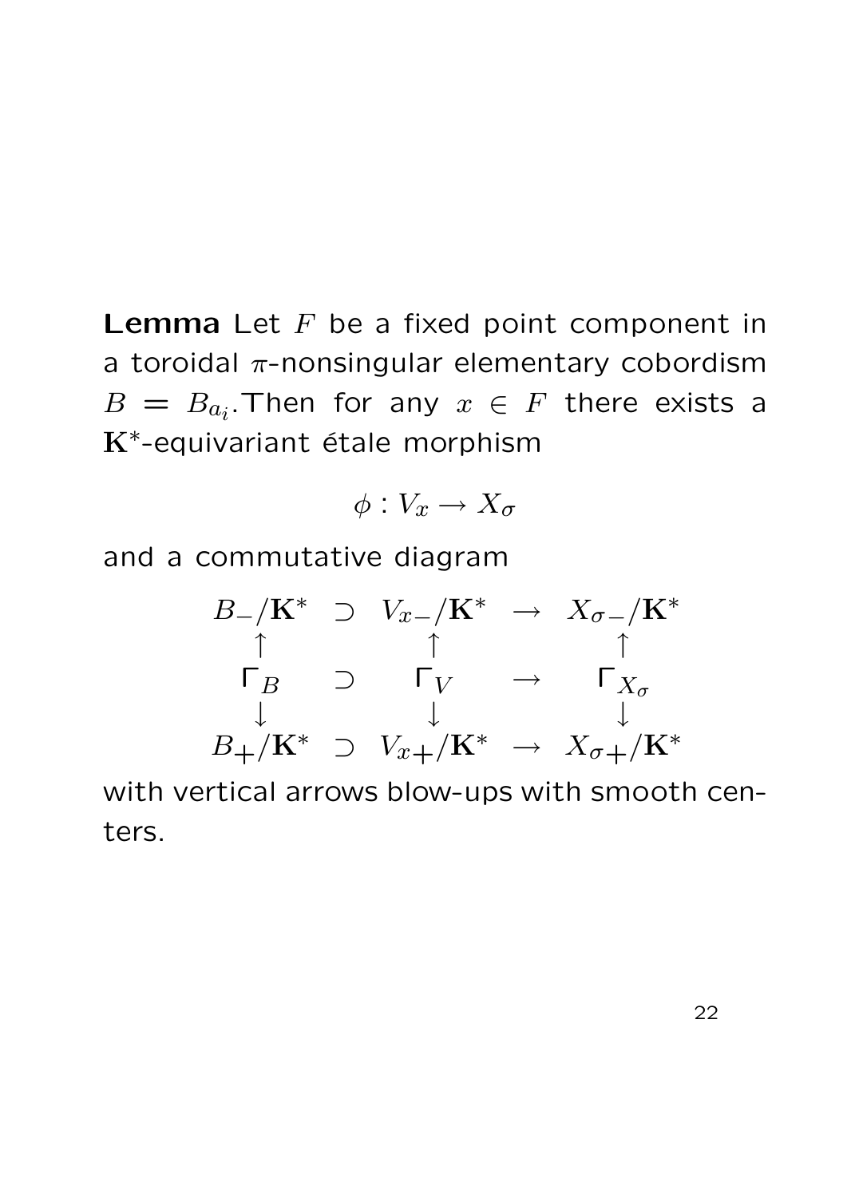**Lemma** Let $F$ be a fixed point component in a toroidal $\pi$-nonsingular elementary cobordism $B = B_{a_i}$.Then for any $x \in F$ there exists a $\mathbf{K}^*$-equivariant étale morphism

$$\phi : V_x \to X_\sigma$$

and a commutative diagram

$$\begin{array}{ccccc}
B_-/\mathbf{K}^* & \supset & V_{x-}/\mathbf{K}^* & \to & X_{\sigma-}/\mathbf{K}^* \\
\uparrow & & \uparrow & & \uparrow \\
\Gamma_B & \supset & \Gamma_V & \to & \Gamma_{X_\sigma} \\
\downarrow & & \downarrow & & \downarrow \\
B_+/\mathbf{K}^* & \supset & V_{x+}/\mathbf{K}^* & \to & X_{\sigma+}/\mathbf{K}^*
\end{array}$$

with vertical arrows blow-ups with smooth centers.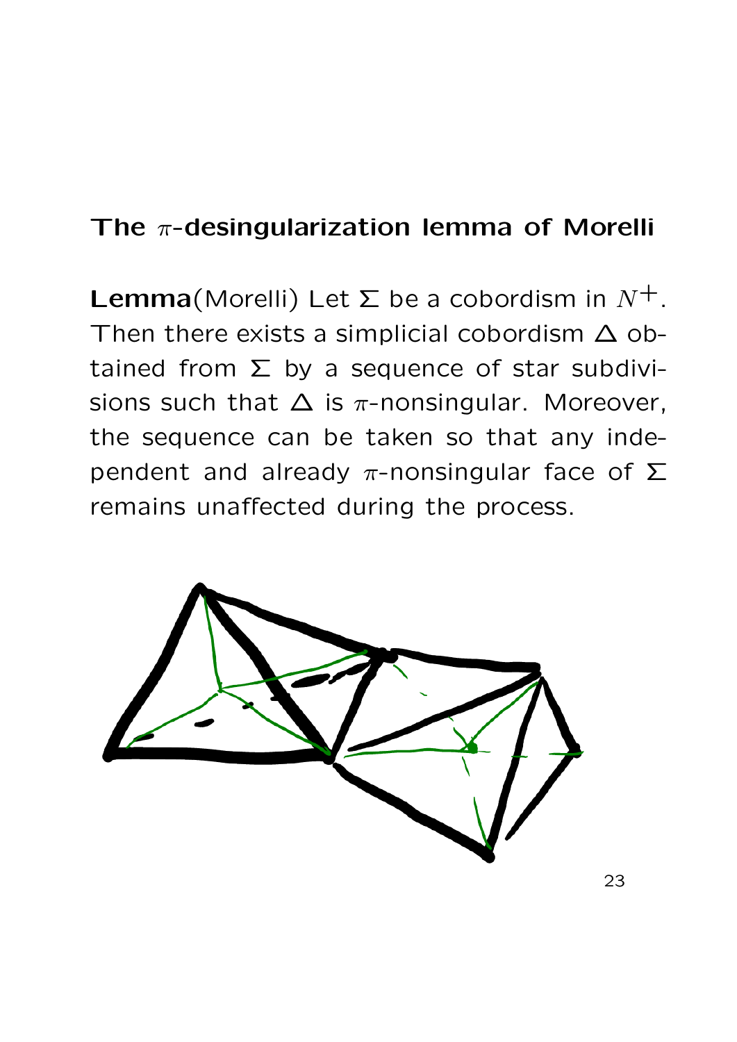## The $\pi$-desingularization lemma of Morelli

**Lemma**(Morelli) Let $\Sigma$ be a cobordism in $N^+$. Then there exists a simplicial cobordism $\Delta$ obtained from $\Sigma$ by a sequence of star subdivisions such that $\Delta$ is $\pi$-nonsingular. Moreover, the sequence can be taken so that any independent and already $\pi$-nonsingular face of $\Sigma$ remains unaffected during the process.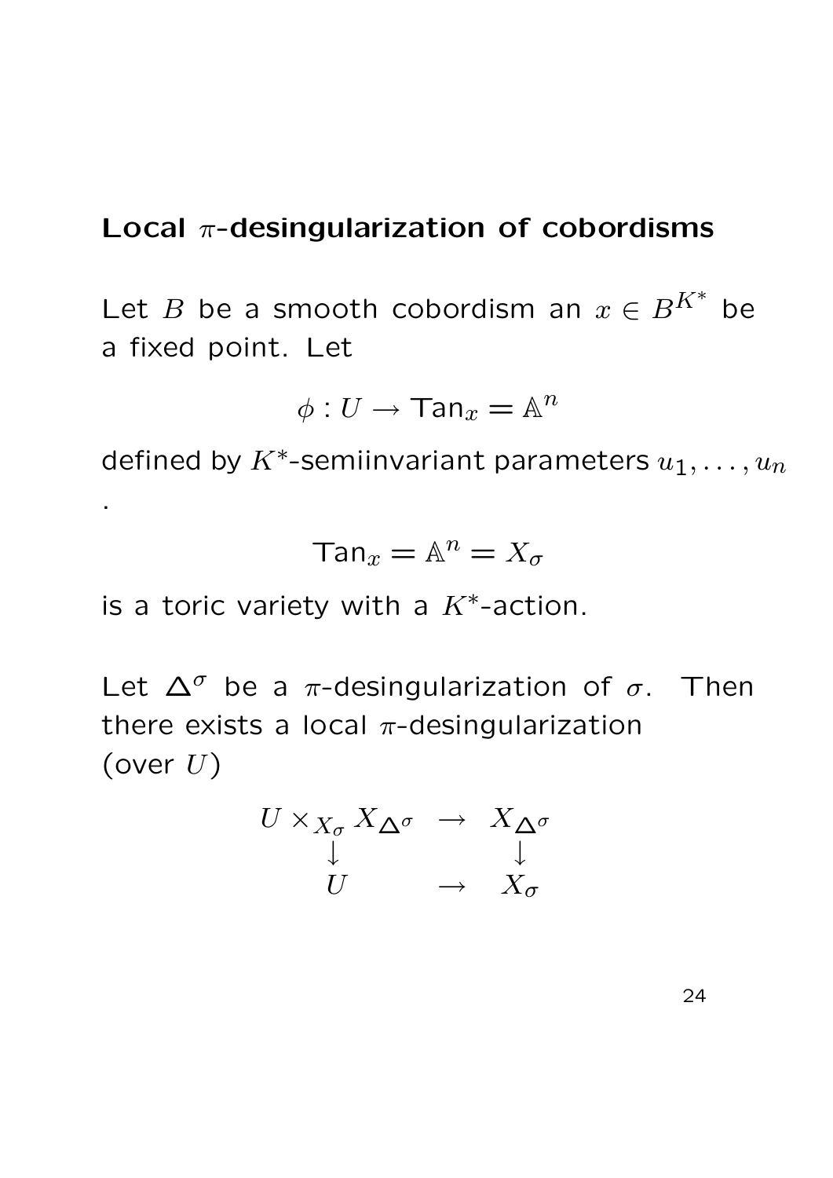## Local $\pi$-desingularization of cobordisms

Let $B$ be a smooth cobordism an $x \in B^{K^*}$ be a fixed point. Let

$$\phi : U \to \mathsf{Tan}_x = \mathbb{A}^n$$

defined by $K^*$-semiinvariant parameters $u_1, \ldots, u_n$ .

$$\mathsf{Tan}_x = \mathbb{A}^n = X_\sigma$$

is a toric variety with a $K^*$-action.

Let $\Delta^\sigma$ be a $\pi$-desingularization of $\sigma$. Then there exists a local $\pi$-desingularization (over $U$)

$$\begin{array}{ccc} U \times_{X_\sigma} X_{\Delta^\sigma} & \to & X_{\Delta^\sigma} \\ \downarrow & & \downarrow \\ U & \to & X_\sigma \end{array}$$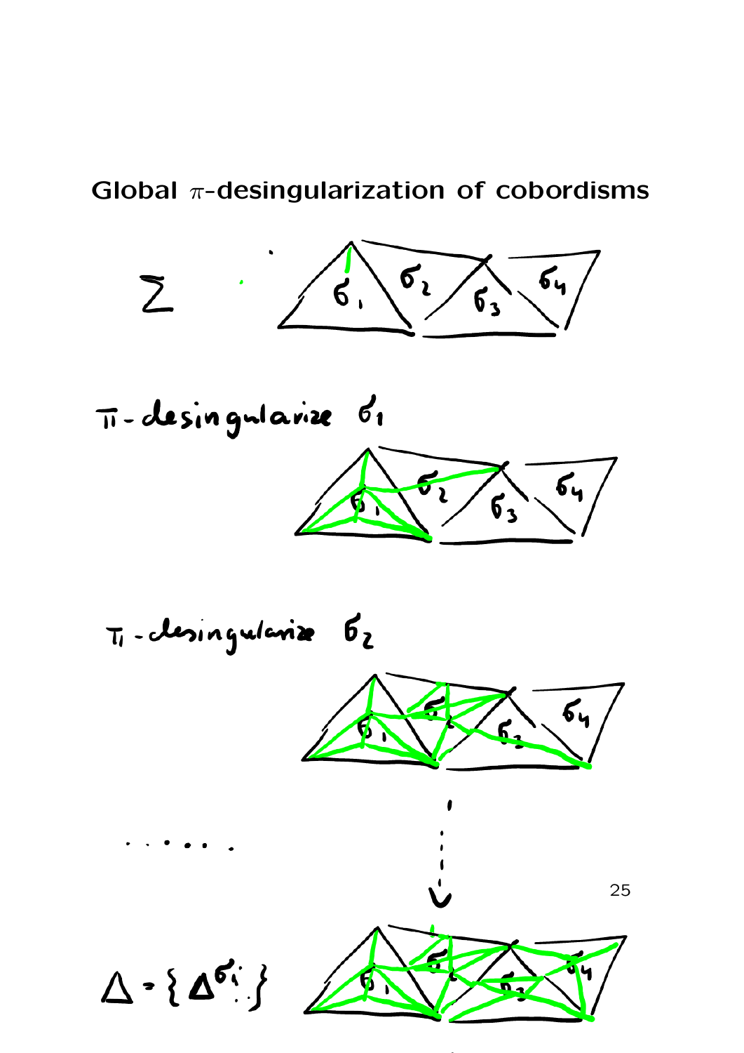## Global $\pi$-desingularization of cobordisms

$\Sigma$ :

$\pi$-desingularize $\sigma_1$

$\pi$-desingularize $\sigma_2$

. . . . . .

$\Delta = \{ \Delta^{\sigma_i} \}$